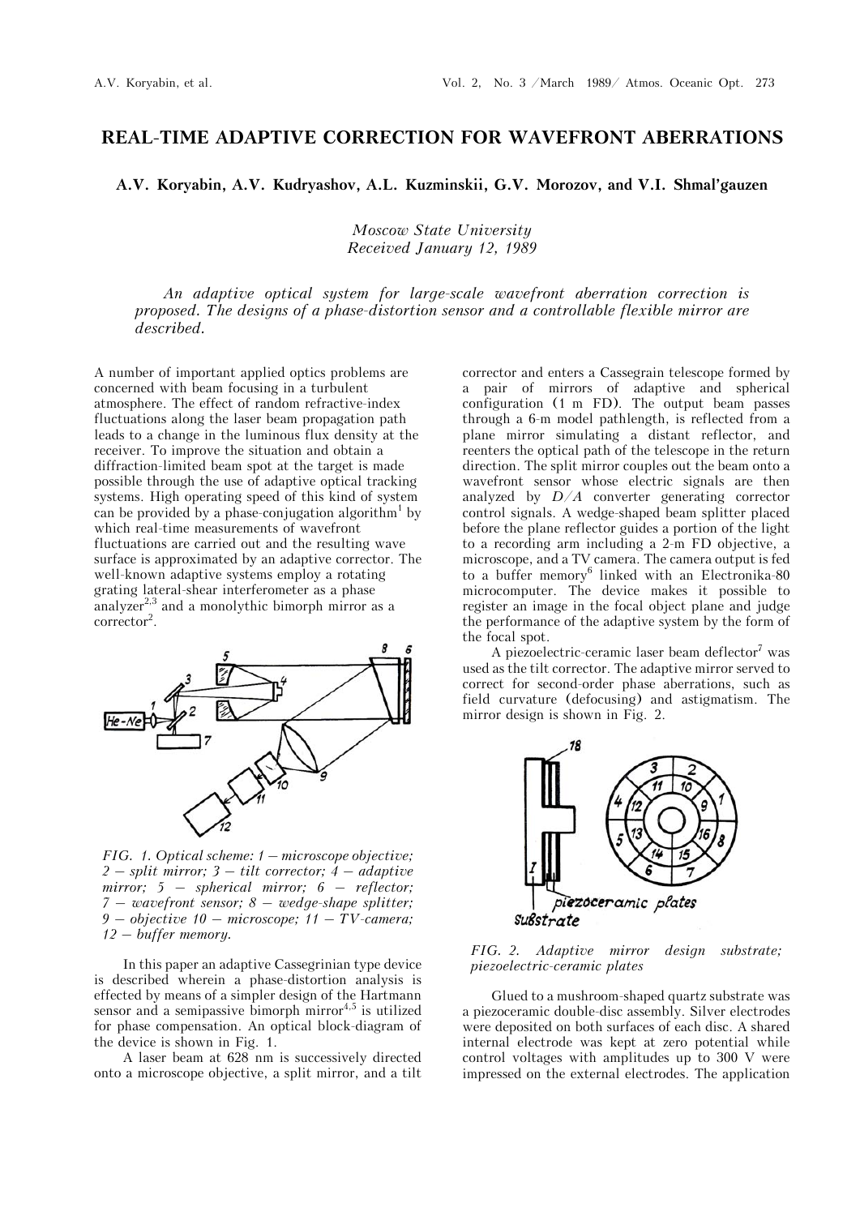# REAL-TIME ADAPTIVE CORRECTION FOR WAVEFRONT ABERRATIONS

**A.V. Koryabin, A.V. Kudryashov, A.L. Kuzminskii, G.V. Morozov, and V.I. Shmal'gauzen**

*Moscow State University*
*Received January 12, 1989*

*An adaptive optical system for large-scale wavefront aberration correction is proposed. The designs of a phase-distortion sensor and a controllable flexible mirror are described.*

A number of important applied optics problems are concerned with beam focusing in a turbulent atmosphere. The effect of random refractive-index fluctuations along the laser beam propagation path leads to a change in the luminous flux density at the receiver. To improve the situation and obtain a diffraction-limited beam spot at the target is made possible through the use of adaptive optical tracking systems. High operating speed of this kind of system can be provided by a phase-conjugation algorithm[1] by which real-time measurements of wavefront fluctuations are carried out and the resulting wave surface is approximated by an adaptive corrector. The well-known adaptive systems employ a rotating grating lateral-shear interferometer as a phase analyzer[2,3] and a monolythic bimorph mirror as a corrector[2].

*FIG. 1. Optical scheme: 1 – microscope objective; 2 – split mirror; 3 – tilt corrector; 4 – adaptive mirror; 5 – spherical mirror; 6 – reflector; 7 – wavefront sensor; 8 – wedge-shape splitter; 9 – objective 10 – microscope; 11 – TV-camera; 12 – buffer memory.*

In this paper an adaptive Cassegrinian type device is described wherein a phase-distortion analysis is effected by means of a simpler design of the Hartmann sensor and a semipassive bimorph mirror[4,5] is utilized for phase compensation. An optical block-diagram of the device is shown in Fig. 1.

A laser beam at 628 nm is successively directed onto a microscope objective, a split mirror, and a tilt corrector and enters a Cassegrain telescope formed by a pair of mirrors of adaptive and spherical configuration (1 m FD). The output beam passes through a 6-m model pathlength, is reflected from a plane mirror simulating a distant reflector, and reenters the optical path of the telescope in the return direction. The split mirror couples out the beam onto a wavefront sensor whose electric signals are then analyzed by *D/A* converter generating corrector control signals. A wedge-shaped beam splitter placed before the plane reflector guides a portion of the light to a recording arm including a 2-m FD objective, a microscope, and a TV camera. The camera output is fed to a buffer memory[6] linked with an Electronika-80 microcomputer. The device makes it possible to register an image in the focal object plane and judge the performance of the adaptive system by the form of the focal spot.

A piezoelectric-ceramic laser beam deflector[7] was used as the tilt corrector. The adaptive mirror served to correct for second-order phase aberrations, such as field curvature (defocusing) and astigmatism. The mirror design is shown in Fig. 2.

*FIG. 2. Adaptive mirror design substrate; piezoelectric-ceramic plates*

Glued to a mushroom-shaped quartz substrate was a piezoceramic double-disc assembly. Silver electrodes were deposited on both surfaces of each disc. A shared internal electrode was kept at zero potential while control voltages with amplitudes up to 300 V were impressed on the external electrodes. The application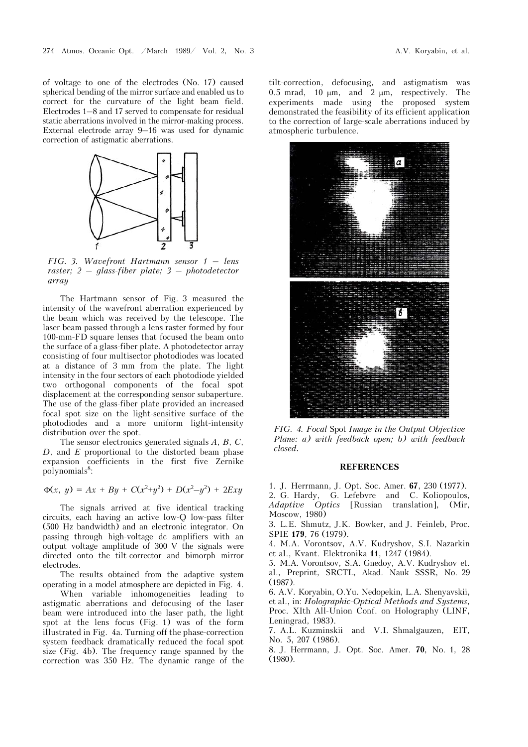of voltage to one of the electrodes (No. 17) caused spherical bending of the mirror surface and enabled us to correct for the curvature of the light beam field. Electrodes 1–8 and 17 served to compensate for residual static aberrations involved in the mirror-making process. External electrode array 9–16 was used for dynamic correction of astigmatic aberrations.

*FIG. 3. Wavefront Hartmann sensor 1 – lens raster; 2 – glass-fiber plate; 3 – photodetector array*

The Hartmann sensor of Fig. 3 measured the intensity of the wavefront aberration experienced by the beam which was received by the telescope. The laser beam passed through a lens raster formed by four 100-mm-FD square lenses that focused the beam onto the surface of a glass-fiber plate. A photodetector array consisting of four multisector photodiodes was located at a distance of 3 mm from the plate. The light intensity in the four sectors of each photodiode yielded two orthogonal components of the focal spot displacement at the corresponding sensor subaperture. The use of the glass-fiber plate provided an increased focal spot size on the light-sensitive surface of the photodiodes and a more uniform light-intensity distribution over the spot.

The sensor electronics generated signals $A$, $B$, $C$, $D$, and $E$ proportional to the distorted beam phase expansion coefficients in the first five Zernike polynomials[8]:

$$\Phi(x,\ y) = Ax + By + C(x^2+y^2) + D(x^2-y^2) + 2Exy$$

The signals arrived at five identical tracking circuits, each having an active low-Q low-pass filter (500 Hz bandwidth) and an electronic integrator. On passing through high-voltage dc amplifiers with an output voltage amplitude of 300 V the signals were directed onto the tilt-corrector and bimorph mirror electrodes.

The results obtained from the adaptive system operating in a model atmosphere are depicted in Fig. 4.

When variable inhomogeneities leading to astigmatic aberrations and defocusing of the laser beam were introduced into the laser path, the light spot at the lens focus (Fig. 1) was of the form illustrated in Fig. 4a. Turning off the phase-correction system feedback dramatically reduced the focal spot size (Fig. 4b). The frequency range spanned by the correction was 350 Hz. The dynamic range of the tilt-correction, defocusing, and astigmatism was 0.5 mrad, 10 μm, and 2 μm, respectively. The experiments made using the proposed system demonstrated the feasibility of its efficient application to the correction of large-scale aberrations induced by atmospheric turbulence.

*FIG. 4. Focal Spot Image in the Output Objective Plane: a) with feedback open; b) with feedback closed.*

## REFERENCES

1. J. Herrmann, J. Opt. Soc. Amer. **67**, 230 (1977).
2. G. Hardy, G. Lefebvre and C. Koliopoulos, *Adaptive Optics* [Russian translation], (Mir, Moscow, 1980)
3. L.E. Shmutz, J.K. Bowker, and J. Feinleb, Proc. SPIE **179**, 76 (1979).
4. M.A. Vorontsov, A.V. Kudryshov, S.I. Nazarkin et al., Kvant. Elektronika **11**, 1247 (1984).
5. M.A. Vorontsov, S.A. Gnedoy, A.V. Kudryshov et. al., Preprint, SRCTL, Akad. Nauk SSSR, No. 29 (1987).
6. A.V. Koryabin, O.Yu. Nedopekin, L.A. Shenyavskii, et al., in: *Holographic-Optical Methods and Systems*, Proc. XIth All-Union Conf. on Holography (LINF, Leningrad, 1983).
7. A.L. Kuzminskii and V.I. Shmalgauzen, EIT, No. 5, 207 (1986).
8. J. Herrmann, J. Opt. Soc. Amer. **70**, No. 1, 28 (1980).